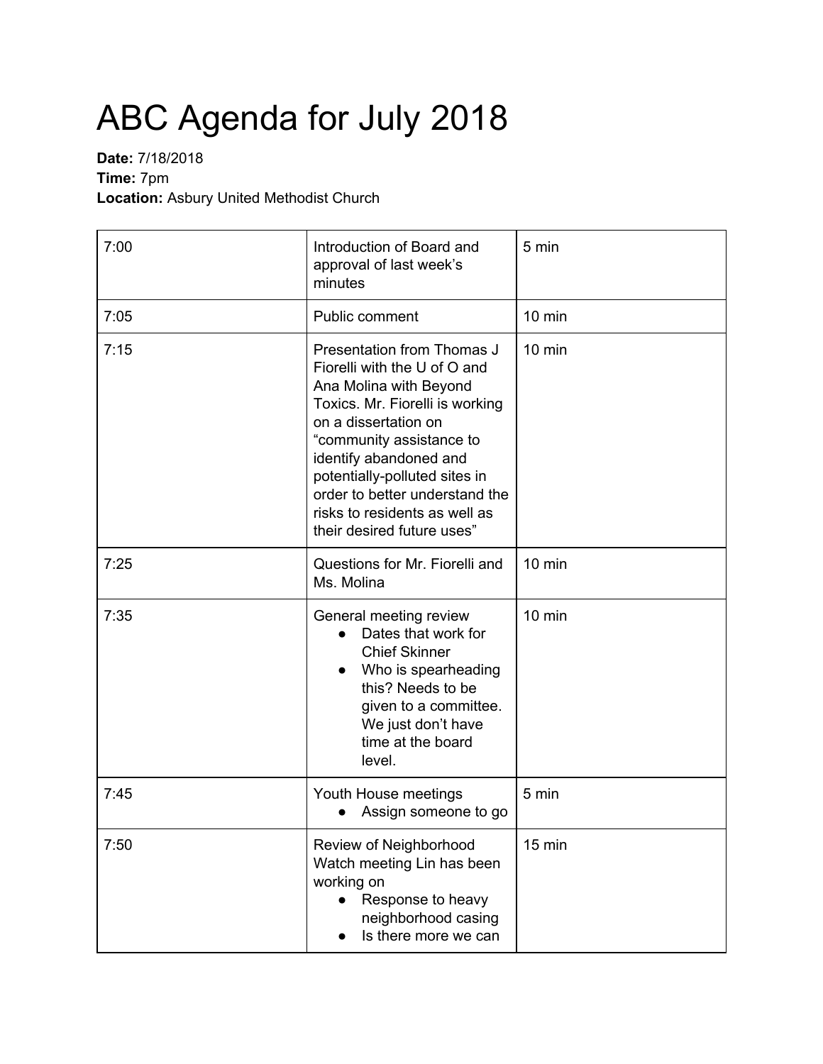# ABC Agenda for July 2018

**Date:** 7/18/2018
**Time:** 7pm
**Location:** Asbury United Methodist Church

| | | |
|---|---|---|
| 7:00 | Introduction of Board and approval of last week's minutes | 5 min |
| 7:05 | Public comment | 10 min |
| 7:15 | Presentation from Thomas J Fiorelli with the U of O and Ana Molina with Beyond Toxics. Mr. Fiorelli is working on a dissertation on "community assistance to identify abandoned and potentially-polluted sites in order to better understand the risks to residents as well as their desired future uses" | 10 min |
| 7:25 | Questions for Mr. Fiorelli and Ms. Molina | 10 min |
| 7:35 | General meeting review<br>● Dates that work for Chief Skinner<br>● Who is spearheading this? Needs to be given to a committee. We just don't have time at the board level. | 10 min |
| 7:45 | Youth House meetings<br>● Assign someone to go | 5 min |
| 7:50 | Review of Neighborhood Watch meeting Lin has been working on<br>● Response to heavy neighborhood casing<br>● Is there more we can | 15 min |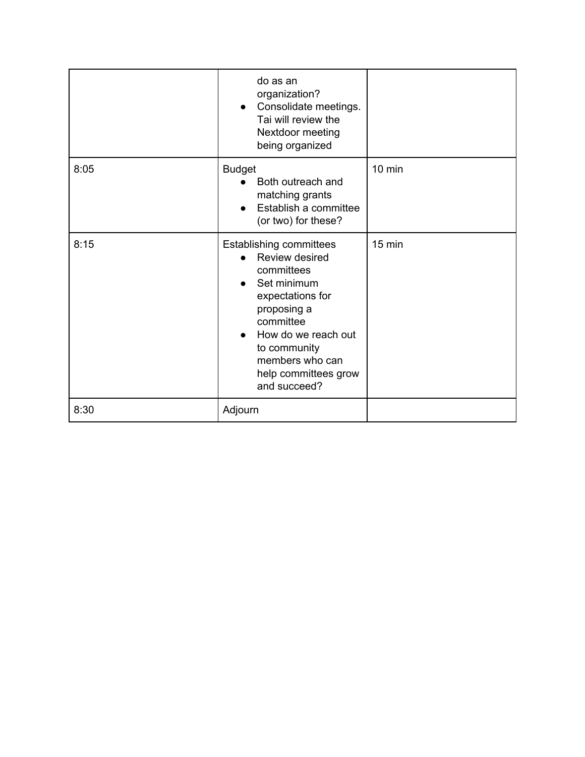| | | |
|---|---|---|
| | do as an organization?<br>• Consolidate meetings. Tai will review the Nextdoor meeting being organized | |
| 8:05 | Budget<br>• Both outreach and matching grants<br>• Establish a committee (or two) for these? | 10 min |
| 8:15 | Establishing committees<br>• Review desired committees<br>• Set minimum expectations for proposing a committee<br>• How do we reach out to community members who can help committees grow and succeed? | 15 min |
| 8:30 | Adjourn | |